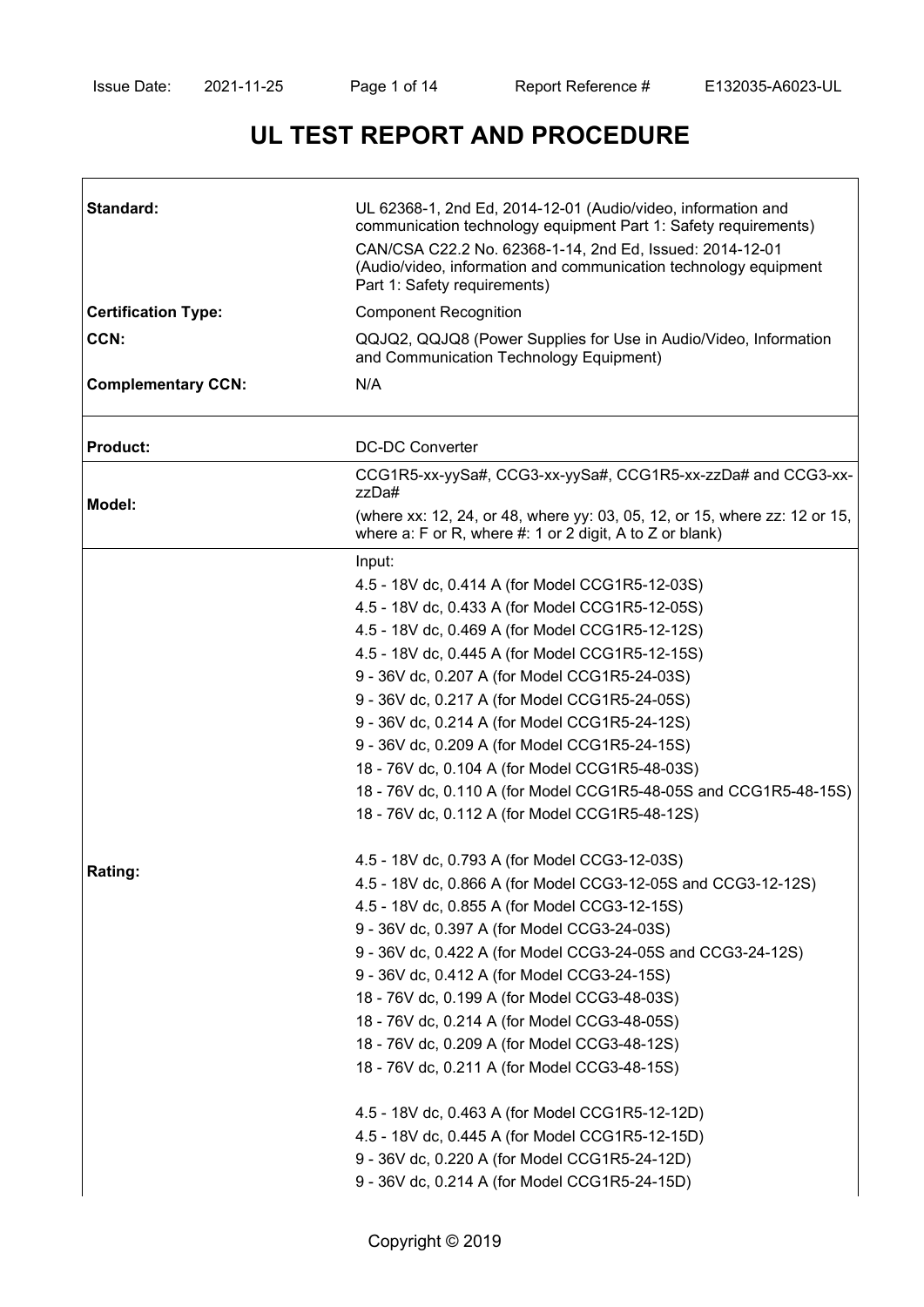# UL TEST REPORT AND PROCEDURE

| | |
|---|---|
| **Standard:** | UL 62368-1, 2nd Ed, 2014-12-01 (Audio/video, information and communication technology equipment Part 1: Safety requirements)<br>CAN/CSA C22.2 No. 62368-1-14, 2nd Ed, Issued: 2014-12-01 (Audio/video, information and communication technology equipment Part 1: Safety requirements) |
| **Certification Type:** | Component Recognition |
| **CCN:** | QQJQ2, QQJQ8 (Power Supplies for Use in Audio/Video, Information and Communication Technology Equipment) |
| **Complementary CCN:** | N/A |
| **Product:** | DC-DC Converter |
| **Model:** | CCG1R5-xx-yySa#, CCG3-xx-yySa#, CCG1R5-xx-zzDa# and CCG3-xx-zzDa#<br>(where xx: 12, 24, or 48, where yy: 03, 05, 12, or 15, where zz: 12 or 15, where a: F or R, where #: 1 or 2 digit, A to Z or blank) |
| **Rating:** | Input:<br>4.5 - 18V dc, 0.414 A (for Model CCG1R5-12-03S)<br>4.5 - 18V dc, 0.433 A (for Model CCG1R5-12-05S)<br>4.5 - 18V dc, 0.469 A (for Model CCG1R5-12-12S)<br>4.5 - 18V dc, 0.445 A (for Model CCG1R5-12-15S)<br>9 - 36V dc, 0.207 A (for Model CCG1R5-24-03S)<br>9 - 36V dc, 0.217 A (for Model CCG1R5-24-05S)<br>9 - 36V dc, 0.214 A (for Model CCG1R5-24-12S)<br>9 - 36V dc, 0.209 A (for Model CCG1R5-24-15S)<br>18 - 76V dc, 0.104 A (for Model CCG1R5-48-03S)<br>18 - 76V dc, 0.110 A (for Model CCG1R5-48-05S and CCG1R5-48-15S)<br>18 - 76V dc, 0.112 A (for Model CCG1R5-48-12S)<br><br>4.5 - 18V dc, 0.793 A (for Model CCG3-12-03S)<br>4.5 - 18V dc, 0.866 A (for Model CCG3-12-05S and CCG3-12-12S)<br>4.5 - 18V dc, 0.855 A (for Model CCG3-12-15S)<br>9 - 36V dc, 0.397 A (for Model CCG3-24-03S)<br>9 - 36V dc, 0.422 A (for Model CCG3-24-05S and CCG3-24-12S)<br>9 - 36V dc, 0.412 A (for Model CCG3-24-15S)<br>18 - 76V dc, 0.199 A (for Model CCG3-48-03S)<br>18 - 76V dc, 0.214 A (for Model CCG3-48-05S)<br>18 - 76V dc, 0.209 A (for Model CCG3-48-12S)<br>18 - 76V dc, 0.211 A (for Model CCG3-48-15S)<br><br>4.5 - 18V dc, 0.463 A (for Model CCG1R5-12-12D)<br>4.5 - 18V dc, 0.445 A (for Model CCG1R5-12-15D)<br>9 - 36V dc, 0.220 A (for Model CCG1R5-24-12D)<br>9 - 36V dc, 0.214 A (for Model CCG1R5-24-15D) |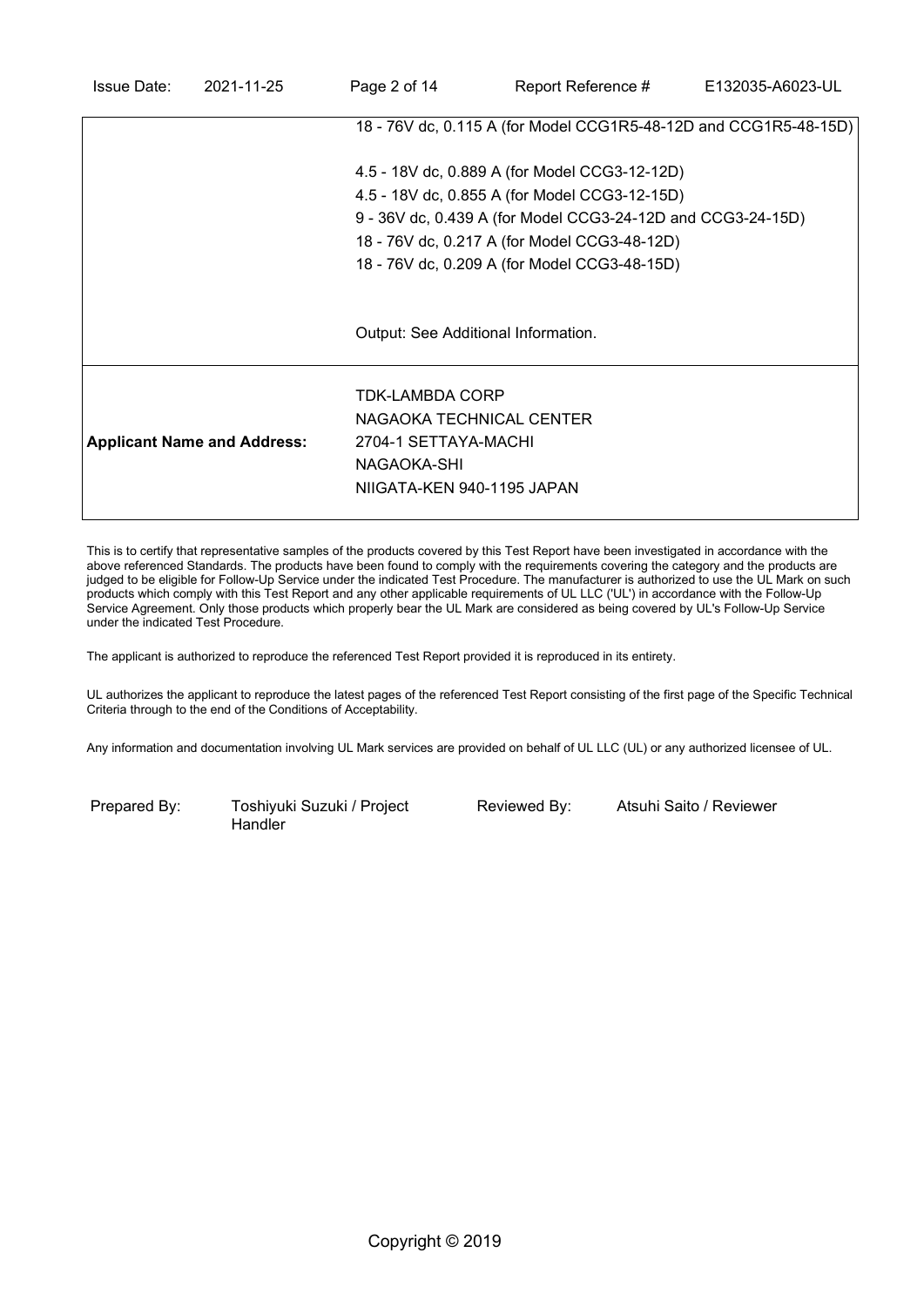| | |
|---|---|
| | 18 - 76V dc, 0.115 A (for Model CCG1R5-48-12D and CCG1R5-48-15D)<br><br>4.5 - 18V dc, 0.889 A (for Model CCG3-12-12D)<br>4.5 - 18V dc, 0.855 A (for Model CCG3-12-15D)<br>9 - 36V dc, 0.439 A (for Model CCG3-24-12D and CCG3-24-15D)<br>18 - 76V dc, 0.217 A (for Model CCG3-48-12D)<br>18 - 76V dc, 0.209 A (for Model CCG3-48-15D)<br><br>Output: See Additional Information. |
| **Applicant Name and Address:** | TDK-LAMBDA CORP<br>NAGAOKA TECHNICAL CENTER<br>2704-1 SETTAYA-MACHI<br>NAGAOKA-SHI<br>NIIGATA-KEN 940-1195 JAPAN |

This is to certify that representative samples of the products covered by this Test Report have been investigated in accordance with the above referenced Standards. The products have been found to comply with the requirements covering the category and the products are judged to be eligible for Follow-Up Service under the indicated Test Procedure. The manufacturer is authorized to use the UL Mark on such products which comply with this Test Report and any other applicable requirements of UL LLC ('UL') in accordance with the Follow-Up Service Agreement. Only those products which properly bear the UL Mark are considered as being covered by UL's Follow-Up Service under the indicated Test Procedure.

The applicant is authorized to reproduce the referenced Test Report provided it is reproduced in its entirety.

UL authorizes the applicant to reproduce the latest pages of the referenced Test Report consisting of the first page of the Specific Technical Criteria through to the end of the Conditions of Acceptability.

Any information and documentation involving UL Mark services are provided on behalf of UL LLC (UL) or any authorized licensee of UL.

| | | | |
|---|---|---|---|
| Prepared By: | Toshiyuki Suzuki / Project Handler | Reviewed By: | Atsuhi Saito / Reviewer |

Copyright © 2019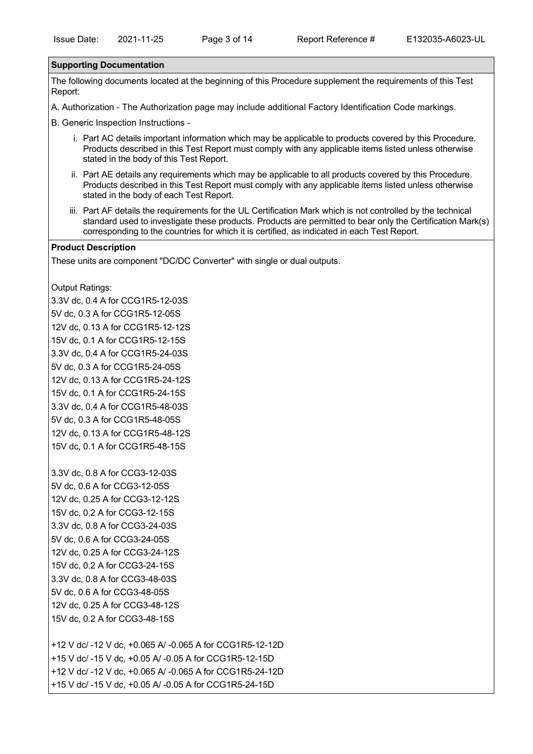## Supporting Documentation

The following documents located at the beginning of this Procedure supplement the requirements of this Test Report:

A. Authorization - The Authorization page may include additional Factory Identification Code markings.

B. Generic Inspection Instructions -

i. Part AC details important information which may be applicable to products covered by this Procedure. Products described in this Test Report must comply with any applicable items listed unless otherwise stated in the body of this Test Report.

ii. Part AE details any requirements which may be applicable to all products covered by this Procedure. Products described in this Test Report must comply with any applicable items listed unless otherwise stated in the body of each Test Report.

iii. Part AF details the requirements for the UL Certification Mark which is not controlled by the technical standard used to investigate these products. Products are permitted to bear only the Certification Mark(s) corresponding to the countries for which it is certified, as indicated in each Test Report.

## Product Description

These units are component "DC/DC Converter" with single or dual outputs.

Output Ratings:

3.3V dc, 0.4 A for CCG1R5-12-03S
5V dc, 0.3 A for CCG1R5-12-05S
12V dc, 0.13 A for CCG1R5-12-12S
15V dc, 0.1 A for CCG1R5-12-15S
3.3V dc, 0.4 A for CCG1R5-24-03S
5V dc, 0.3 A for CCG1R5-24-05S
12V dc, 0.13 A for CCG1R5-24-12S
15V dc, 0.1 A for CCG1R5-24-15S
3.3V dc, 0.4 A for CCG1R5-48-03S
5V dc, 0.3 A for CCG1R5-48-05S
12V dc, 0.13 A for CCG1R5-48-12S
15V dc, 0.1 A for CCG1R5-48-15S

3.3V dc, 0.8 A for CCG3-12-03S
5V dc, 0.6 A for CCG3-12-05S
12V dc, 0.25 A for CCG3-12-12S
15V dc, 0.2 A for CCG3-12-15S
3.3V dc, 0.8 A for CCG3-24-03S
5V dc, 0.6 A for CCG3-24-05S
12V dc, 0.25 A for CCG3-24-12S
15V dc, 0.2 A for CCG3-24-15S
3.3V dc, 0.8 A for CCG3-48-03S
5V dc, 0.6 A for CCG3-48-05S
12V dc, 0.25 A for CCG3-48-12S
15V dc, 0.2 A for CCG3-48-15S

+12 V dc/ -12 V dc, +0.065 A/ -0.065 A for CCG1R5-12-12D
+15 V dc/ -15 V dc, +0.05 A/ -0.05 A for CCG1R5-12-15D
+12 V dc/ -12 V dc, +0.065 A/ -0.065 A for CCG1R5-24-12D
+15 V dc/ -15 V dc, +0.05 A/ -0.05 A for CCG1R5-24-15D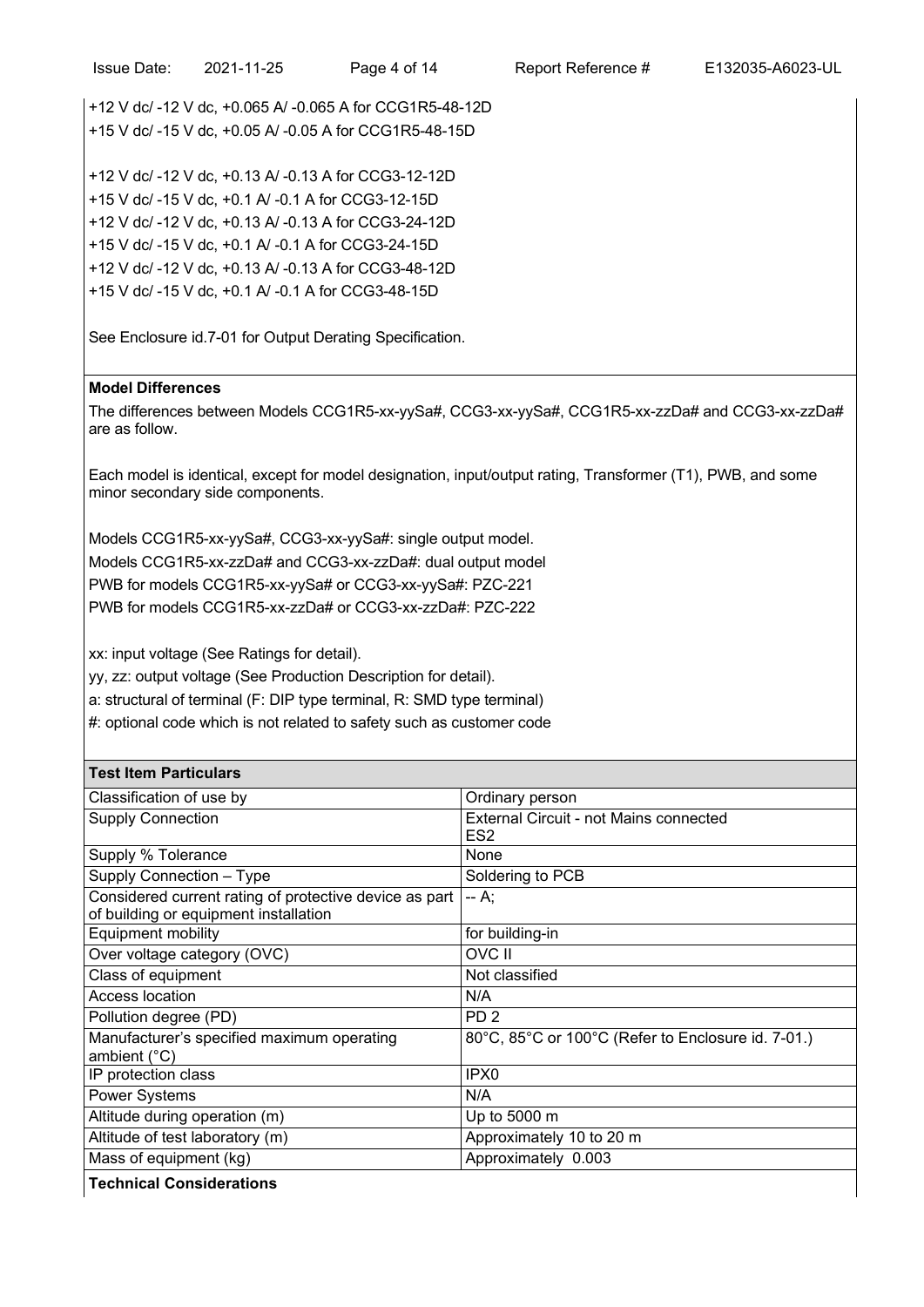+12 V dc/ -12 V dc, +0.065 A/ -0.065 A for CCG1R5-48-12D
+15 V dc/ -15 V dc, +0.05 A/ -0.05 A for CCG1R5-48-15D

+12 V dc/ -12 V dc, +0.13 A/ -0.13 A for CCG3-12-12D
+15 V dc/ -15 V dc, +0.1 A/ -0.1 A for CCG3-12-15D
+12 V dc/ -12 V dc, +0.13 A/ -0.13 A for CCG3-24-12D
+15 V dc/ -15 V dc, +0.1 A/ -0.1 A for CCG3-24-15D
+12 V dc/ -12 V dc, +0.13 A/ -0.13 A for CCG3-48-12D
+15 V dc/ -15 V dc, +0.1 A/ -0.1 A for CCG3-48-15D

See Enclosure id.7-01 for Output Derating Specification.

**Model Differences**

The differences between Models CCG1R5-xx-yySa#, CCG3-xx-yySa#, CCG1R5-xx-zzDa# and CCG3-xx-zzDa# are as follow.

Each model is identical, except for model designation, input/output rating, Transformer (T1), PWB, and some minor secondary side components.

Models CCG1R5-xx-yySa#, CCG3-xx-yySa#: single output model.
Models CCG1R5-xx-zzDa# and CCG3-xx-zzDa#: dual output model
PWB for models CCG1R5-xx-yySa# or CCG3-xx-yySa#: PZC-221
PWB for models CCG1R5-xx-zzDa# or CCG3-xx-zzDa#: PZC-222

xx: input voltage (See Ratings for detail).
yy, zz: output voltage (See Production Description for detail).
a: structural of terminal (F: DIP type terminal, R: SMD type terminal)
#: optional code which is not related to safety such as customer code

**Test Item Particulars**

| Item | Value |
|---|---|
| Classification of use by | Ordinary person |
| Supply Connection | External Circuit - not Mains connected ES2 |
| Supply % Tolerance | None |
| Supply Connection – Type | Soldering to PCB |
| Considered current rating of protective device as part of building or equipment installation | -- A; |
| Equipment mobility | for building-in |
| Over voltage category (OVC) | OVC II |
| Class of equipment | Not classified |
| Access location | N/A |
| Pollution degree (PD) | PD 2 |
| Manufacturer's specified maximum operating ambient (°C) | 80°C, 85°C or 100°C (Refer to Enclosure id. 7-01.) |
| IP protection class | IPX0 |
| Power Systems | N/A |
| Altitude during operation (m) | Up to 5000 m |
| Altitude of test laboratory (m) | Approximately 10 to 20 m |
| Mass of equipment (kg) | Approximately 0.003 |

**Technical Considerations**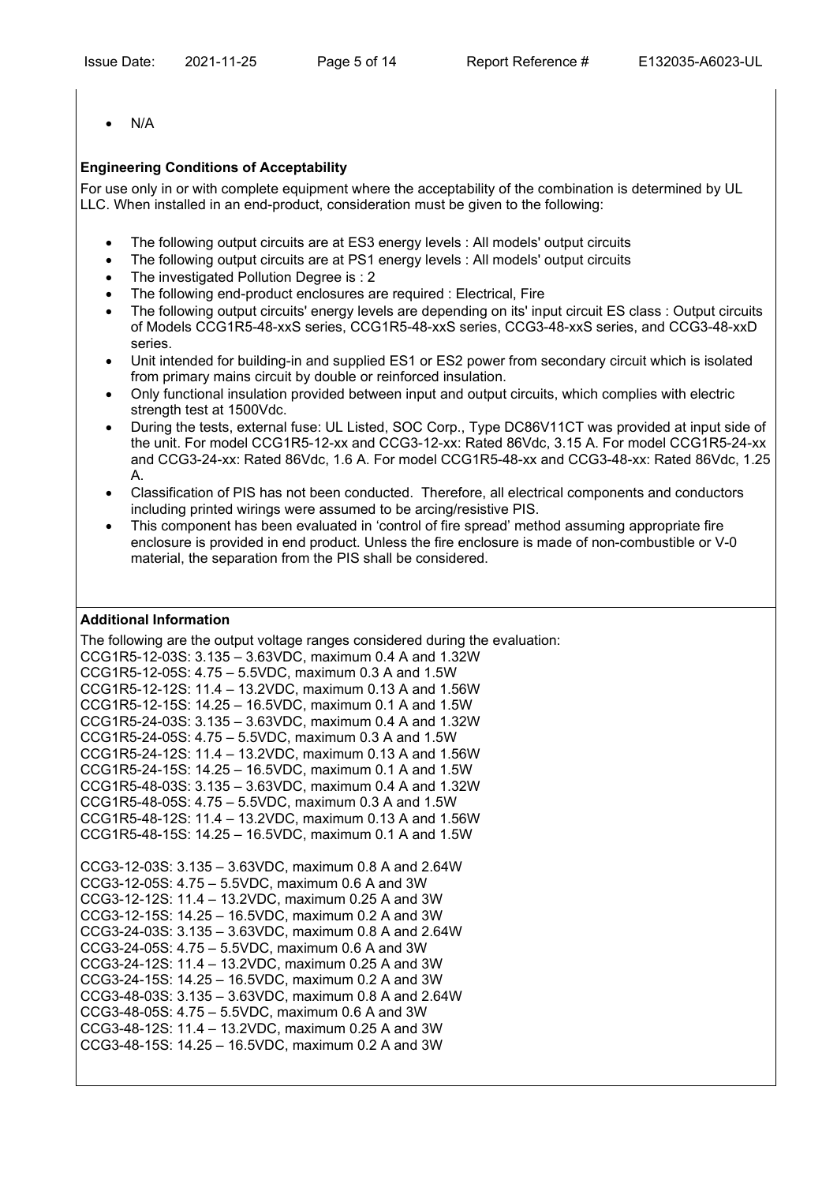- N/A

**Engineering Conditions of Acceptability**

For use only in or with complete equipment where the acceptability of the combination is determined by UL LLC. When installed in an end-product, consideration must be given to the following:

- The following output circuits are at ES3 energy levels : All models' output circuits
- The following output circuits are at PS1 energy levels : All models' output circuits
- The investigated Pollution Degree is : 2
- The following end-product enclosures are required : Electrical, Fire
- The following output circuits' energy levels are depending on its' input circuit ES class : Output circuits of Models CCG1R5-48-xxS series, CCG1R5-48-xxS series, CCG3-48-xxS series, and CCG3-48-xxD series.
- Unit intended for building-in and supplied ES1 or ES2 power from secondary circuit which is isolated from primary mains circuit by double or reinforced insulation.
- Only functional insulation provided between input and output circuits, which complies with electric strength test at 1500Vdc.
- During the tests, external fuse: UL Listed, SOC Corp., Type DC86V11CT was provided at input side of the unit. For model CCG1R5-12-xx and CCG3-12-xx: Rated 86Vdc, 3.15 A. For model CCG1R5-24-xx and CCG3-24-xx: Rated 86Vdc, 1.6 A. For model CCG1R5-48-xx and CCG3-48-xx: Rated 86Vdc, 1.25 A.
- Classification of PIS has not been conducted. Therefore, all electrical components and conductors including printed wirings were assumed to be arcing/resistive PIS.
- This component has been evaluated in 'control of fire spread' method assuming appropriate fire enclosure is provided in end product. Unless the fire enclosure is made of non-combustible or V-0 material, the separation from the PIS shall be considered.

**Additional Information**

The following are the output voltage ranges considered during the evaluation:
CCG1R5-12-03S: 3.135 – 3.63VDC, maximum 0.4 A and 1.32W
CCG1R5-12-05S: 4.75 – 5.5VDC, maximum 0.3 A and 1.5W
CCG1R5-12-12S: 11.4 – 13.2VDC, maximum 0.13 A and 1.56W
CCG1R5-12-15S: 14.25 – 16.5VDC, maximum 0.1 A and 1.5W
CCG1R5-24-03S: 3.135 – 3.63VDC, maximum 0.4 A and 1.32W
CCG1R5-24-05S: 4.75 – 5.5VDC, maximum 0.3 A and 1.5W
CCG1R5-24-12S: 11.4 – 13.2VDC, maximum 0.13 A and 1.56W
CCG1R5-24-15S: 14.25 – 16.5VDC, maximum 0.1 A and 1.5W
CCG1R5-48-03S: 3.135 – 3.63VDC, maximum 0.4 A and 1.32W
CCG1R5-48-05S: 4.75 – 5.5VDC, maximum 0.3 A and 1.5W
CCG1R5-48-12S: 11.4 – 13.2VDC, maximum 0.13 A and 1.56W
CCG1R5-48-15S: 14.25 – 16.5VDC, maximum 0.1 A and 1.5W

CCG3-12-03S: 3.135 – 3.63VDC, maximum 0.8 A and 2.64W
CCG3-12-05S: 4.75 – 5.5VDC, maximum 0.6 A and 3W
CCG3-12-12S: 11.4 – 13.2VDC, maximum 0.25 A and 3W
CCG3-12-15S: 14.25 – 16.5VDC, maximum 0.2 A and 3W
CCG3-24-03S: 3.135 – 3.63VDC, maximum 0.8 A and 2.64W
CCG3-24-05S: 4.75 – 5.5VDC, maximum 0.6 A and 3W
CCG3-24-12S: 11.4 – 13.2VDC, maximum 0.25 A and 3W
CCG3-24-15S: 14.25 – 16.5VDC, maximum 0.2 A and 3W
CCG3-48-03S: 3.135 – 3.63VDC, maximum 0.8 A and 2.64W
CCG3-48-05S: 4.75 – 5.5VDC, maximum 0.6 A and 3W
CCG3-48-12S: 11.4 – 13.2VDC, maximum 0.25 A and 3W
CCG3-48-15S: 14.25 – 16.5VDC, maximum 0.2 A and 3W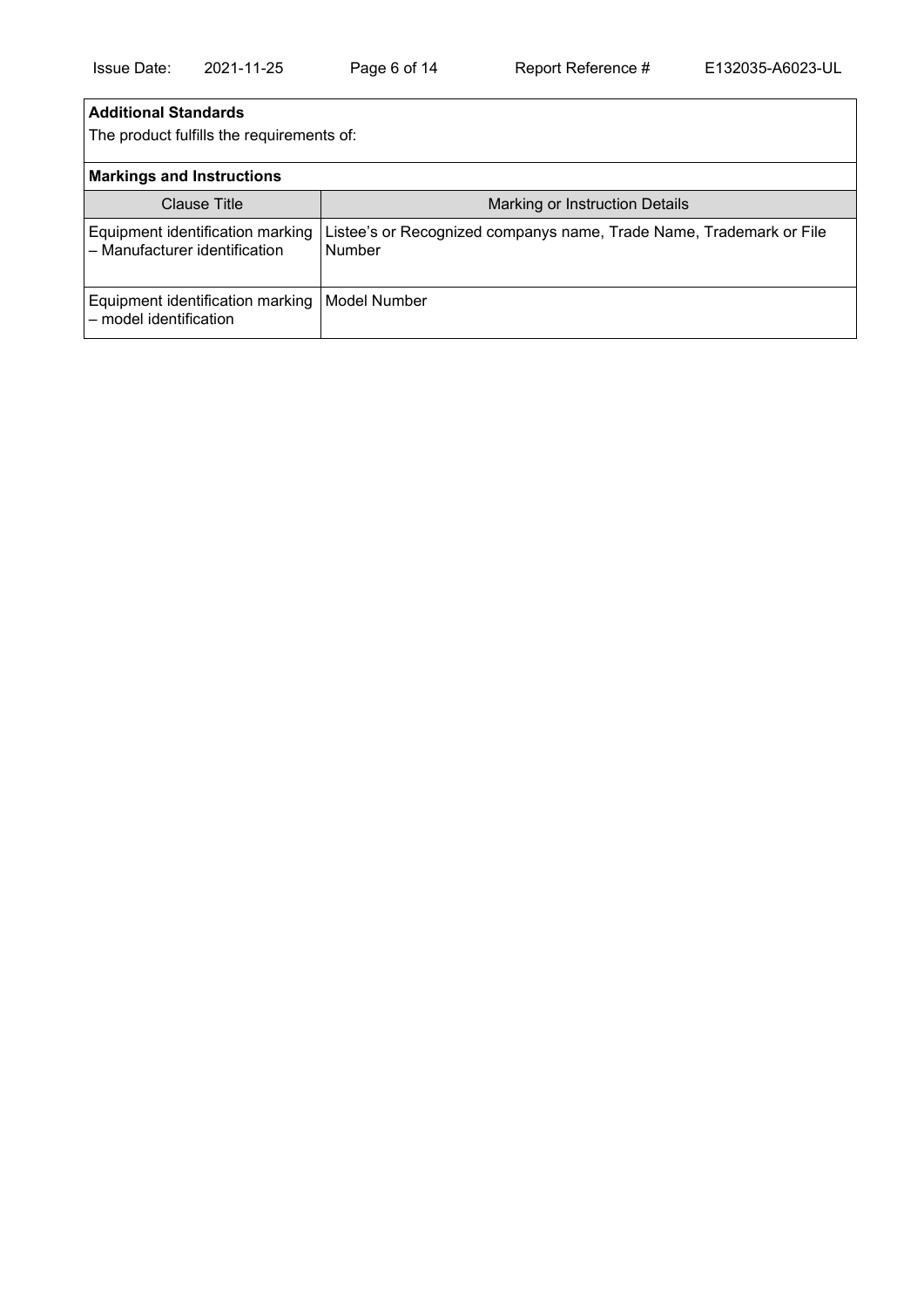**Additional Standards**

The product fulfills the requirements of:

**Markings and Instructions**

| Clause Title | Marking or Instruction Details |
|---|---|
| Equipment identification marking – Manufacturer identification | Listee's or Recognized companys name, Trade Name, Trademark or File Number |
| Equipment identification marking – model identification | Model Number |